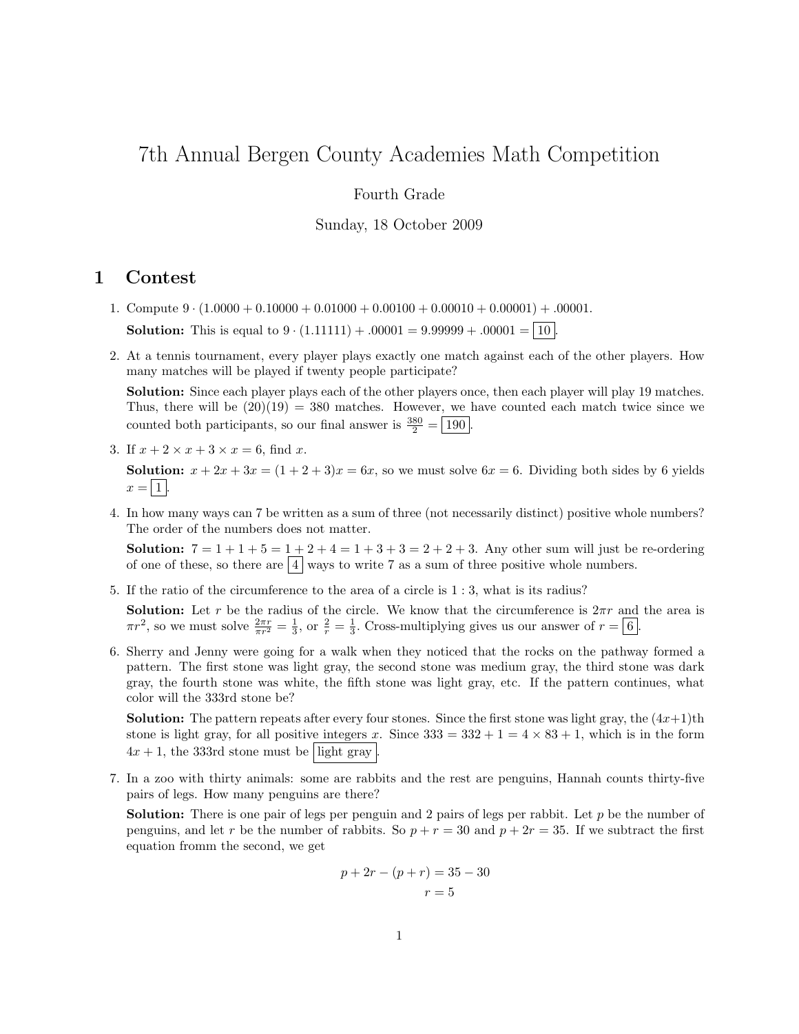# 7th Annual Bergen County Academies Math Competition

Fourth Grade

Sunday, 18 October 2009

## 1 Contest

1. Compute $9 \cdot (1.0000 + 0.10000 + 0.01000 + 0.00100 + 0.00010 + 0.00001) + .00001$.

   **Solution:** This is equal to $9 \cdot (1.11111) + .00001 = 9.99999 + .00001 = \boxed{10}$.

2. At a tennis tournament, every player plays exactly one match against each of the other players. How many matches will be played if twenty people participate?

   **Solution:** Since each player plays each of the other players once, then each player will play 19 matches. Thus, there will be $(20)(19) = 380$ matches. However, we have counted each match twice since we counted both participants, so our final answer is $\frac{380}{2} = \boxed{190}$.

3. If $x + 2 \times x + 3 \times x = 6$, find $x$.

   **Solution:** $x + 2x + 3x = (1 + 2 + 3)x = 6x$, so we must solve $6x = 6$. Dividing both sides by 6 yields $x = \boxed{1}$.

4. In how many ways can 7 be written as a sum of three (not necessarily distinct) positive whole numbers? The order of the numbers does not matter.

   **Solution:** $7 = 1 + 1 + 5 = 1 + 2 + 4 = 1 + 3 + 3 = 2 + 2 + 3$. Any other sum will just be re-ordering of one of these, so there are $\boxed{4}$ ways to write 7 as a sum of three positive whole numbers.

5. If the ratio of the circumference to the area of a circle is $1 : 3$, what is its radius?

   **Solution:** Let $r$ be the radius of the circle. We know that the circumference is $2\pi r$ and the area is $\pi r^2$, so we must solve $\frac{2\pi r}{\pi r^2} = \frac{1}{3}$, or $\frac{2}{r} = \frac{1}{3}$. Cross-multiplying gives us our answer of $r = \boxed{6}$.

6. Sherry and Jenny were going for a walk when they noticed that the rocks on the pathway formed a pattern. The first stone was light gray, the second stone was medium gray, the third stone was dark gray, the fourth stone was white, the fifth stone was light gray, etc. If the pattern continues, what color will the 333rd stone be?

   **Solution:** The pattern repeats after every four stones. Since the first stone was light gray, the $(4x+1)$th stone is light gray, for all positive integers $x$. Since $333 = 332 + 1 = 4 \times 83 + 1$, which is in the form $4x + 1$, the 333rd stone must be $\boxed{\text{light gray}}$.

7. In a zoo with thirty animals: some are rabbits and the rest are penguins, Hannah counts thirty-five pairs of legs. How many penguins are there?

   **Solution:** There is one pair of legs per penguin and 2 pairs of legs per rabbit. Let $p$ be the number of penguins, and let $r$ be the number of rabbits. So $p + r = 30$ and $p + 2r = 35$. If we subtract the first equation fromm the second, we get

$$p + 2r - (p + r) = 35 - 30$$
$$r = 5$$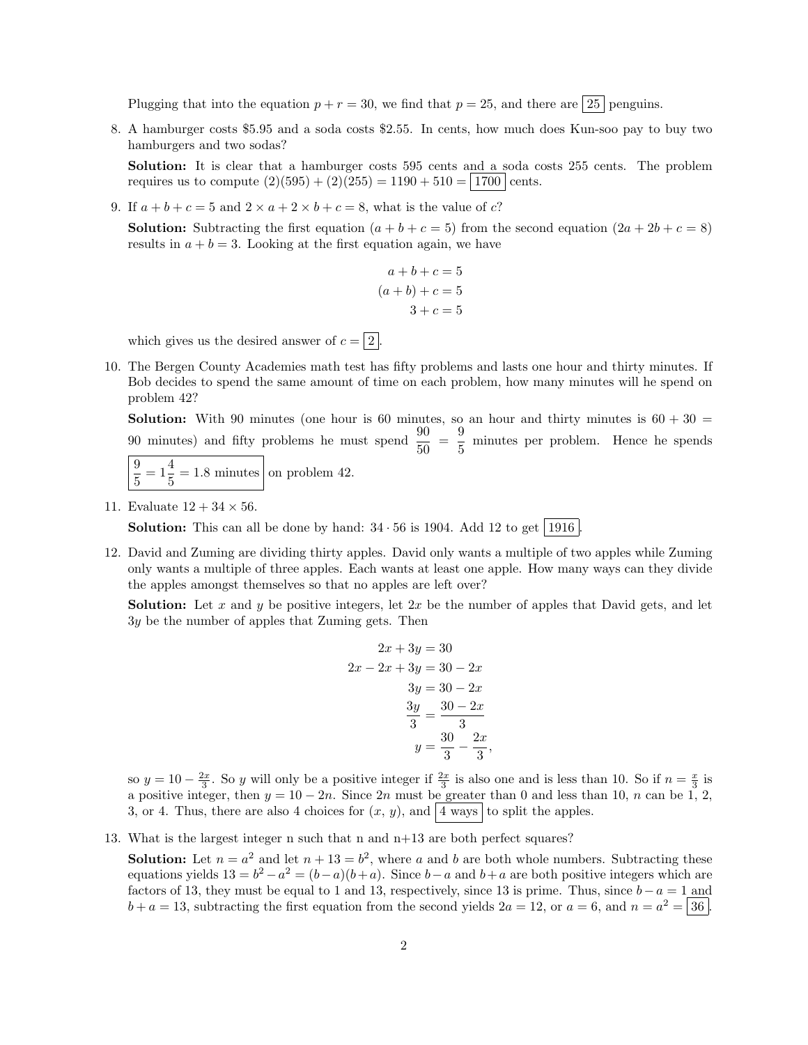Plugging that into the equation $p + r = 30$, we find that $p = 25$, and there are $\boxed{25}$ penguins.

8. A hamburger costs \$5.95 and a soda costs \$2.55. In cents, how much does Kun-soo pay to buy two hamburgers and two sodas?

   **Solution:** It is clear that a hamburger costs 595 cents and a soda costs 255 cents. The problem requires us to compute $(2)(595) + (2)(255) = 1190 + 510 = \boxed{1700}$ cents.

9. If $a + b + c = 5$ and $2 \times a + 2 \times b + c = 8$, what is the value of $c$?

   **Solution:** Subtracting the first equation ($a + b + c = 5$) from the second equation ($2a + 2b + c = 8$) results in $a + b = 3$. Looking at the first equation again, we have

$$
\begin{aligned}
a + b + c &= 5 \\
(a + b) + c &= 5 \\
3 + c &= 5
\end{aligned}
$$

   which gives us the desired answer of $c = \boxed{2}$.

10. The Bergen County Academies math test has fifty problems and lasts one hour and thirty minutes. If Bob decides to spend the same amount of time on each problem, how many minutes will he spend on problem 42?

    **Solution:** With 90 minutes (one hour is 60 minutes, so an hour and thirty minutes is $60 + 30 = 90$ minutes) and fifty problems he must spend $\frac{90}{50} = \frac{9}{5}$ minutes per problem. Hence he spends $\boxed{\frac{9}{5} = 1\frac{4}{5} = 1.8 \text{ minutes}}$ on problem 42.

11. Evaluate $12 + 34 \times 56$.

    **Solution:** This can all be done by hand: $34 \cdot 56$ is 1904. Add 12 to get $\boxed{1916}$.

12. David and Zuming are dividing thirty apples. David only wants a multiple of two apples while Zuming only wants a multiple of three apples. Each wants at least one apple. How many ways can they divide the apples amongst themselves so that no apples are left over?

    **Solution:** Let $x$ and $y$ be positive integers, let $2x$ be the number of apples that David gets, and let $3y$ be the number of apples that Zuming gets. Then

$$
\begin{aligned}
2x + 3y &= 30 \\
2x - 2x + 3y &= 30 - 2x \\
3y &= 30 - 2x \\
\frac{3y}{3} &= \frac{30 - 2x}{3} \\
y &= \frac{30}{3} - \frac{2x}{3},
\end{aligned}
$$

    so $y = 10 - \frac{2x}{3}$. So $y$ will only be a positive integer if $\frac{2x}{3}$ is also one and is less than 10. So if $n = \frac{x}{3}$ is a positive integer, then $y = 10 - 2n$. Since $2n$ must be greater than 0 and less than 10, $n$ can be 1, 2, 3, or 4. Thus, there are also 4 choices for $(x, y)$, and $\boxed{4 \text{ ways}}$ to split the apples.

13. What is the largest integer n such that n and n+13 are both perfect squares?

    **Solution:** Let $n = a^2$ and let $n + 13 = b^2$, where $a$ and $b$ are both whole numbers. Subtracting these equations yields $13 = b^2 - a^2 = (b - a)(b + a)$. Since $b - a$ and $b + a$ are both positive integers which are factors of 13, they must be equal to 1 and 13, respectively, since 13 is prime. Thus, since $b - a = 1$ and $b + a = 13$, subtracting the first equation from the second yields $2a = 12$, or $a = 6$, and $n = a^2 = \boxed{36}$.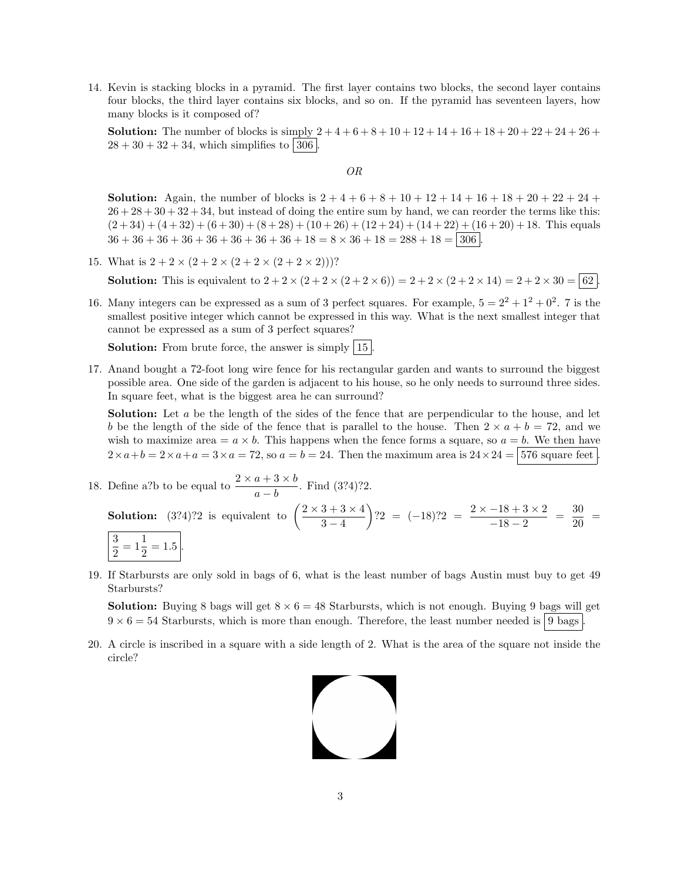14. Kevin is stacking blocks in a pyramid. The first layer contains two blocks, the second layer contains four blocks, the third layer contains six blocks, and so on. If the pyramid has seventeen layers, how many blocks is it composed of?

    **Solution:** The number of blocks is simply $2+4+6+8+10+12+14+16+18+20+22+24+26+28+30+32+34$, which simplifies to $\boxed{306}$.

    *OR*

    **Solution:** Again, the number of blocks is $2+4+6+8+10+12+14+16+18+20+22+24+26+28+30+32+34$, but instead of doing the entire sum by hand, we can reorder the terms like this: $(2+34)+(4+32)+(6+30)+(8+28)+(10+26)+(12+24)+(14+22)+(16+20)+18$. This equals $36+36+36+36+36+36+36+36+18 = 8 \times 36 + 18 = 288 + 18 = \boxed{306}$.

15. What is $2 + 2 \times (2 + 2 \times (2 + 2 \times (2 + 2 \times 2)))$?

    **Solution:** This is equivalent to $2 + 2 \times (2 + 2 \times (2 + 2 \times 6)) = 2 + 2 \times (2 + 2 \times 14) = 2 + 2 \times 30 = \boxed{62}$.

16. Many integers can be expressed as a sum of 3 perfect squares. For example, $5 = 2^2 + 1^2 + 0^2$. 7 is the smallest positive integer which cannot be expressed in this way. What is the next smallest integer that cannot be expressed as a sum of 3 perfect squares?

    **Solution:** From brute force, the answer is simply $\boxed{15}$.

17. Anand bought a 72-foot long wire fence for his rectangular garden and wants to surround the biggest possible area. One side of the garden is adjacent to his house, so he only needs to surround three sides. In square feet, what is the biggest area he can surround?

    **Solution:** Let $a$ be the length of the sides of the fence that are perpendicular to the house, and let $b$ be the length of the side of the fence that is parallel to the house. Then $2 \times a + b = 72$, and we wish to maximize area $= a \times b$. This happens when the fence forms a square, so $a = b$. We then have $2 \times a + b = 2 \times a + a = 3 \times a = 72$, so $a = b = 24$. Then the maximum area is $24 \times 24 = \boxed{576 \text{ square feet}}$.

18. Define a?b to be equal to $\dfrac{2 \times a + 3 \times b}{a - b}$. Find (3?4)?2.

    **Solution:** (3?4)?2 is equivalent to $\left(\dfrac{2 \times 3 + 3 \times 4}{3 - 4}\right)?2 = (-18)?2 = \dfrac{2 \times -18 + 3 \times 2}{-18 - 2} = \dfrac{30}{20} = \boxed{\dfrac{3}{2} = 1\dfrac{1}{2} = 1.5}$.

19. If Starbursts are only sold in bags of 6, what is the least number of bags Austin must buy to get 49 Starbursts?

    **Solution:** Buying 8 bags will get $8 \times 6 = 48$ Starbursts, which is not enough. Buying 9 bags will get $9 \times 6 = 54$ Starbursts, which is more than enough. Therefore, the least number needed is $\boxed{9 \text{ bags}}$.

20. A circle is inscribed in a square with a side length of 2. What is the area of the square not inside the circle?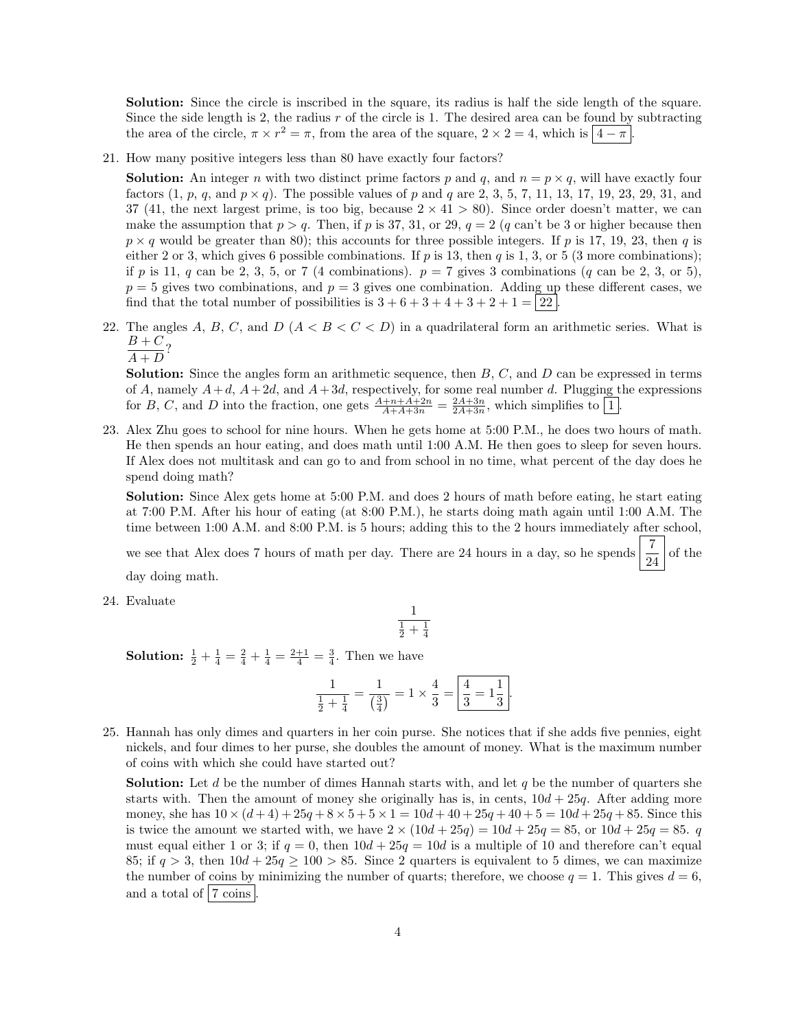**Solution:** Since the circle is inscribed in the square, its radius is half the side length of the square. Since the side length is 2, the radius $r$ of the circle is 1. The desired area can be found by subtracting the area of the circle, $\pi \times r^2 = \pi$, from the area of the square, $2 \times 2 = 4$, which is $\boxed{4 - \pi}$.

21. How many positive integers less than 80 have exactly four factors?

    **Solution:** An integer $n$ with two distinct prime factors $p$ and $q$, and $n = p \times q$, will have exactly four factors (1, $p$, $q$, and $p \times q$). The possible values of $p$ and $q$ are 2, 3, 5, 7, 11, 13, 17, 19, 23, 29, 31, and 37 (41, the next largest prime, is too big, because $2 \times 41 > 80$). Since order doesn't matter, we can make the assumption that $p > q$. Then, if $p$ is 37, 31, or 29, $q = 2$ ($q$ can't be 3 or higher because then $p \times q$ would be greater than 80); this accounts for three possible integers. If $p$ is 17, 19, 23, then $q$ is either 2 or 3, which gives 6 possible combinations. If $p$ is 13, then $q$ is 1, 3, or 5 (3 more combinations); if $p$ is 11, $q$ can be 2, 3, 5, or 7 (4 combinations). $p = 7$ gives 3 combinations ($q$ can be 2, 3, or 5), $p = 5$ gives two combinations, and $p = 3$ gives one combination. Adding up these different cases, we find that the total number of possibilities is $3 + 6 + 3 + 4 + 3 + 2 + 1 = \boxed{22}$.

22. The angles $A$, $B$, $C$, and $D$ ($A < B < C < D$) in a quadrilateral form an arithmetic series. What is $\dfrac{B+C}{A+D}$?

    **Solution:** Since the angles form an arithmetic sequence, then $B$, $C$, and $D$ can be expressed in terms of $A$, namely $A+d$, $A+2d$, and $A+3d$, respectively, for some real number $d$. Plugging the expressions for $B$, $C$, and $D$ into the fraction, one gets $\frac{A+n+A+2n}{A+A+3n} = \frac{2A+3n}{2A+3n}$, which simplifies to $\boxed{1}$.

23. Alex Zhu goes to school for nine hours. When he gets home at 5:00 P.M., he does two hours of math. He then spends an hour eating, and does math until 1:00 A.M. He then goes to sleep for seven hours. If Alex does not multitask and can go to and from school in no time, what percent of the day does he spend doing math?

    **Solution:** Since Alex gets home at 5:00 P.M. and does 2 hours of math before eating, he start eating at 7:00 P.M. After his hour of eating (at 8:00 P.M.), he starts doing math again until 1:00 A.M. The time between 1:00 A.M. and 8:00 P.M. is 5 hours; adding this to the 2 hours immediately after school, we see that Alex does 7 hours of math per day. There are 24 hours in a day, so he spends $\boxed{\dfrac{7}{24}}$ of the day doing math.

24. Evaluate
    $$\frac{1}{\frac{1}{2} + \frac{1}{4}}$$

    **Solution:** $\frac{1}{2} + \frac{1}{4} = \frac{2}{4} + \frac{1}{4} = \frac{2+1}{4} = \frac{3}{4}$. Then we have
    $$\frac{1}{\frac{1}{2} + \frac{1}{4}} = \frac{1}{\left(\frac{3}{4}\right)} = 1 \times \frac{4}{3} = \boxed{\frac{4}{3} = 1\frac{1}{3}}.$$

25. Hannah has only dimes and quarters in her coin purse. She notices that if she adds five pennies, eight nickels, and four dimes to her purse, she doubles the amount of money. What is the maximum number of coins with which she could have started out?

    **Solution:** Let $d$ be the number of dimes Hannah starts with, and let $q$ be the number of quarters she starts with. Then the amount of money she originally has is, in cents, $10d + 25q$. After adding more money, she has $10 \times (d + 4) + 25q + 8 \times 5 + 5 \times 1 = 10d + 40 + 25q + 40 + 5 = 10d + 25q + 85$. Since this is twice the amount we started with, we have $2 \times (10d + 25q) = 10d + 25q = 85$, or $10d + 25q = 85$. $q$ must equal either 1 or 3; if $q = 0$, then $10d + 25q = 10d$ is a multiple of 10 and therefore can't equal 85; if $q > 3$, then $10d + 25q \geq 100 > 85$. Since 2 quarters is equivalent to 5 dimes, we can maximize the number of coins by minimizing the number of quarts; therefore, we choose $q = 1$. This gives $d = 6$, and a total of $\boxed{7 \text{ coins}}$.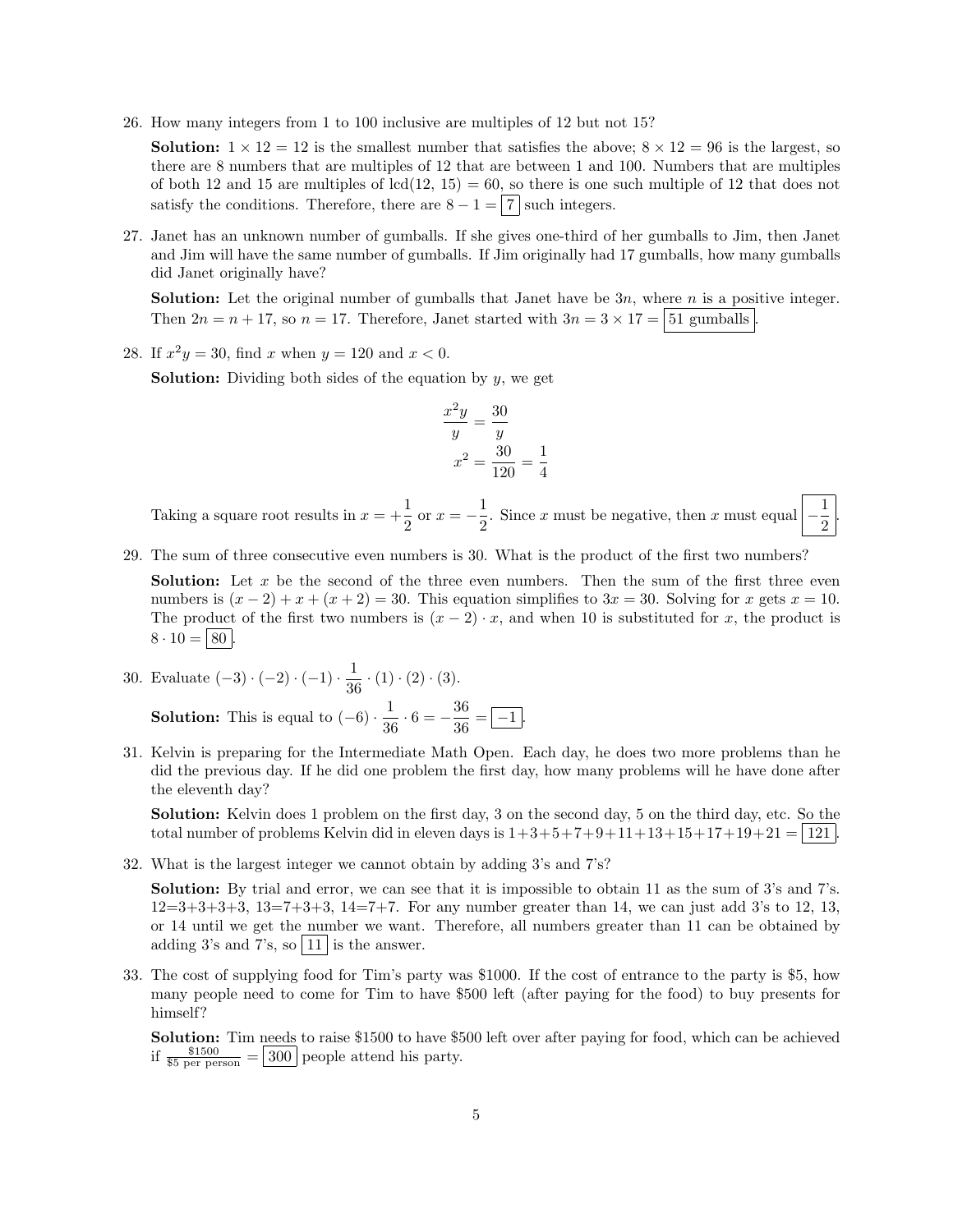26. How many integers from 1 to 100 inclusive are multiples of 12 but not 15?

    **Solution:** $1 \times 12 = 12$ is the smallest number that satisfies the above; $8 \times 12 = 96$ is the largest, so there are 8 numbers that are multiples of 12 that are between 1 and 100. Numbers that are multiples of both 12 and 15 are multiples of $\text{lcd}(12, 15) = 60$, so there is one such multiple of 12 that does not satisfy the conditions. Therefore, there are $8 - 1 = \boxed{7}$ such integers.

27. Janet has an unknown number of gumballs. If she gives one-third of her gumballs to Jim, then Janet and Jim will have the same number of gumballs. If Jim originally had 17 gumballs, how many gumballs did Janet originally have?

    **Solution:** Let the original number of gumballs that Janet have be $3n$, where $n$ is a positive integer. Then $2n = n + 17$, so $n = 17$. Therefore, Janet started with $3n = 3 \times 17 = \boxed{51 \text{ gumballs}}$.

28. If $x^2y = 30$, find $x$ when $y = 120$ and $x < 0$.

    **Solution:** Dividing both sides of the equation by $y$, we get

    $$\frac{x^2y}{y} = \frac{30}{y}$$
    $$x^2 = \frac{30}{120} = \frac{1}{4}$$

    Taking a square root results in $x = +\frac{1}{2}$ or $x = -\frac{1}{2}$. Since $x$ must be negative, then $x$ must equal $\boxed{-\frac{1}{2}}$.

29. The sum of three consecutive even numbers is 30. What is the product of the first two numbers?

    **Solution:** Let $x$ be the second of the three even numbers. Then the sum of the first three even numbers is $(x - 2) + x + (x + 2) = 30$. This equation simplifies to $3x = 30$. Solving for $x$ gets $x = 10$. The product of the first two numbers is $(x - 2) \cdot x$, and when 10 is substituted for $x$, the product is $8 \cdot 10 = \boxed{80}$.

30. Evaluate $(-3) \cdot (-2) \cdot (-1) \cdot \frac{1}{36} \cdot (1) \cdot (2) \cdot (3)$.

    **Solution:** This is equal to $(-6) \cdot \frac{1}{36} \cdot 6 = -\frac{36}{36} = \boxed{-1}$.

31. Kelvin is preparing for the Intermediate Math Open. Each day, he does two more problems than he did the previous day. If he did one problem the first day, how many problems will he have done after the eleventh day?

    **Solution:** Kelvin does 1 problem on the first day, 3 on the second day, 5 on the third day, etc. So the total number of problems Kelvin did in eleven days is $1+3+5+7+9+11+13+15+17+19+21 = \boxed{121}$.

32. What is the largest integer we cannot obtain by adding 3's and 7's?

    **Solution:** By trial and error, we can see that it is impossible to obtain 11 as the sum of 3's and 7's. 12=3+3+3+3, 13=7+3+3, 14=7+7. For any number greater than 14, we can just add 3's to 12, 13, or 14 until we get the number we want. Therefore, all numbers greater than 11 can be obtained by adding 3's and 7's, so $\boxed{11}$ is the answer.

33. The cost of supplying food for Tim's party was \$1000. If the cost of entrance to the party is \$5, how many people need to come for Tim to have \$500 left (after paying for the food) to buy presents for himself?

    **Solution:** Tim needs to raise \$1500 to have \$500 left over after paying for food, which can be achieved if $\frac{\$1500}{\$5 \text{ per person}} = \boxed{300}$ people attend his party.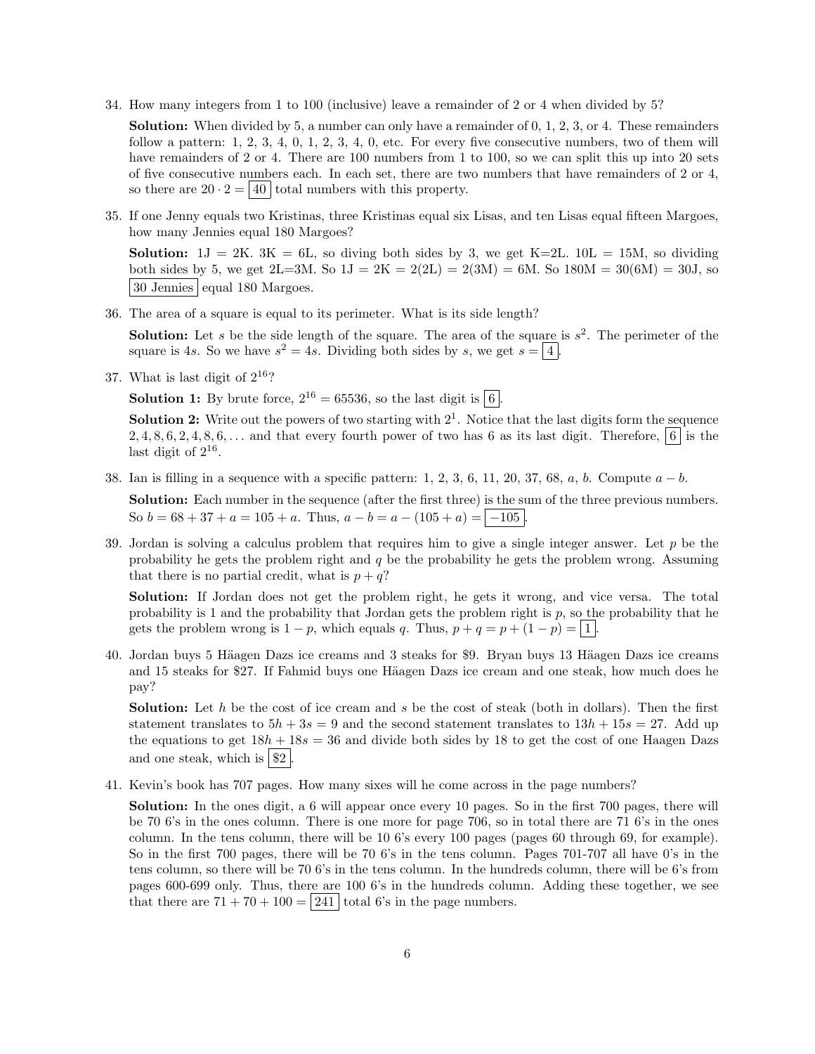34. How many integers from 1 to 100 (inclusive) leave a remainder of 2 or 4 when divided by 5?

    **Solution:** When divided by 5, a number can only have a remainder of 0, 1, 2, 3, or 4. These remainders follow a pattern: 1, 2, 3, 4, 0, 1, 2, 3, 4, 0, etc. For every five consecutive numbers, two of them will have remainders of 2 or 4. There are 100 numbers from 1 to 100, so we can split this up into 20 sets of five consecutive numbers each. In each set, there are two numbers that have remainders of 2 or 4, so there are $20 \cdot 2 = \boxed{40}$ total numbers with this property.

35. If one Jenny equals two Kristinas, three Kristinas equal six Lisas, and ten Lisas equal fifteen Margoes, how many Jennies equal 180 Margoes?

    **Solution:** 1J = 2K. 3K = 6L, so diving both sides by 3, we get K=2L. 10L = 15M, so dividing both sides by 5, we get 2L=3M. So 1J = 2K = 2(2L) = 2(3M) = 6M. So 180M = 30(6M) = 30J, so $\boxed{\text{30 Jennies}}$ equal 180 Margoes.

36. The area of a square is equal to its perimeter. What is its side length?

    **Solution:** Let $s$ be the side length of the square. The area of the square is $s^2$. The perimeter of the square is $4s$. So we have $s^2 = 4s$. Dividing both sides by $s$, we get $s = \boxed{4}$.

37. What is last digit of $2^{16}$?

    **Solution 1:** By brute force, $2^{16} = 65536$, so the last digit is $\boxed{6}$.

    **Solution 2:** Write out the powers of two starting with $2^1$. Notice that the last digits form the sequence $2, 4, 8, 6, 2, 4, 8, 6, \ldots$ and that every fourth power of two has 6 as its last digit. Therefore, $\boxed{6}$ is the last digit of $2^{16}$.

38. Ian is filling in a sequence with a specific pattern: 1, 2, 3, 6, 11, 20, 37, 68, $a$, $b$. Compute $a - b$.

    **Solution:** Each number in the sequence (after the first three) is the sum of the three previous numbers. So $b = 68 + 37 + a = 105 + a$. Thus, $a - b = a - (105 + a) = \boxed{-105}$.

39. Jordan is solving a calculus problem that requires him to give a single integer answer. Let $p$ be the probability he gets the problem right and $q$ be the probability he gets the problem wrong. Assuming that there is no partial credit, what is $p + q$?

    **Solution:** If Jordan does not get the problem right, he gets it wrong, and vice versa. The total probability is 1 and the probability that Jordan gets the problem right is $p$, so the probability that he gets the problem wrong is $1 - p$, which equals $q$. Thus, $p + q = p + (1 - p) = \boxed{1}$.

40. Jordan buys 5 Häagen Dazs ice creams and 3 steaks for \$9. Bryan buys 13 Häagen Dazs ice creams and 15 steaks for \$27. If Fahmid buys one Häagen Dazs ice cream and one steak, how much does he pay?

    **Solution:** Let $h$ be the cost of ice cream and $s$ be the cost of steak (both in dollars). Then the first statement translates to $5h + 3s = 9$ and the second statement translates to $13h + 15s = 27$. Add up the equations to get $18h + 18s = 36$ and divide both sides by 18 to get the cost of one Haagen Dazs and one steak, which is $\boxed{\$2}$.

41. Kevin's book has 707 pages. How many sixes will he come across in the page numbers?

    **Solution:** In the ones digit, a 6 will appear once every 10 pages. So in the first 700 pages, there will be 70 6's in the ones column. There is one more for page 706, so in total there are 71 6's in the ones column. In the tens column, there will be 10 6's every 100 pages (pages 60 through 69, for example). So in the first 700 pages, there will be 70 6's in the tens column. Pages 701-707 all have 0's in the tens column, so there will be 70 6's in the tens column. In the hundreds column, there will be 6's from pages 600-699 only. Thus, there are 100 6's in the hundreds column. Adding these together, we see that there are $71 + 70 + 100 = \boxed{241}$ total 6's in the page numbers.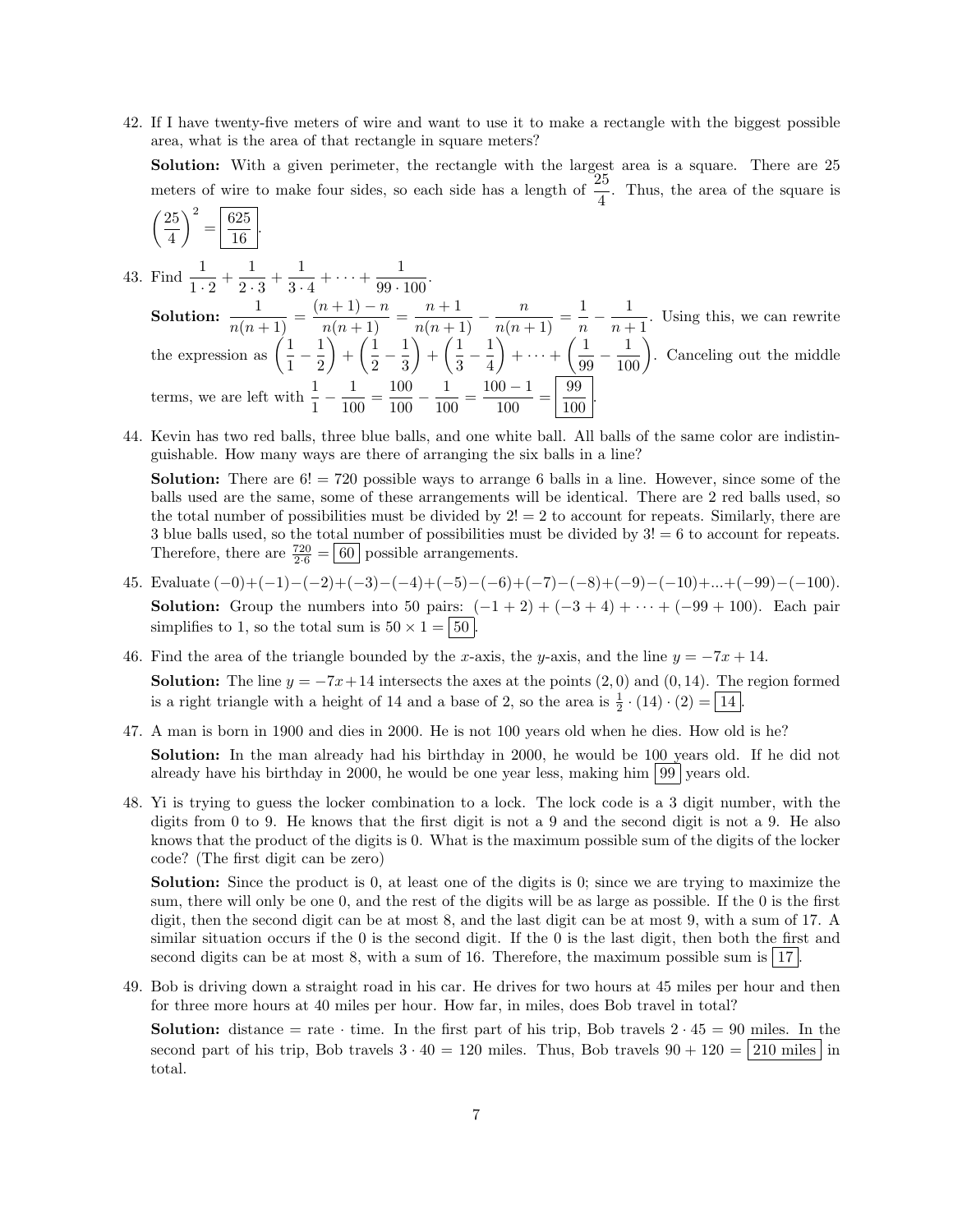42. If I have twenty-five meters of wire and want to use it to make a rectangle with the biggest possible area, what is the area of that rectangle in square meters?

    **Solution:** With a given perimeter, the rectangle with the largest area is a square. There are 25 meters of wire to make four sides, so each side has a length of $\frac{25}{4}$. Thus, the area of the square is $\left(\frac{25}{4}\right)^2 = \boxed{\frac{625}{16}}$.

43. Find $\frac{1}{1 \cdot 2} + \frac{1}{2 \cdot 3} + \frac{1}{3 \cdot 4} + \cdots + \frac{1}{99 \cdot 100}$.

    **Solution:** $\frac{1}{n(n+1)} = \frac{(n+1)-n}{n(n+1)} = \frac{n+1}{n(n+1)} - \frac{n}{n(n+1)} = \frac{1}{n} - \frac{1}{n+1}$. Using this, we can rewrite the expression as $\left(\frac{1}{1} - \frac{1}{2}\right) + \left(\frac{1}{2} - \frac{1}{3}\right) + \left(\frac{1}{3} - \frac{1}{4}\right) + \cdots + \left(\frac{1}{99} - \frac{1}{100}\right)$. Canceling out the middle terms, we are left with $\frac{1}{1} - \frac{1}{100} = \frac{100}{100} - \frac{1}{100} = \frac{100-1}{100} = \boxed{\frac{99}{100}}$.

44. Kevin has two red balls, three blue balls, and one white ball. All balls of the same color are indistinguishable. How many ways are there of arranging the six balls in a line?

    **Solution:** There are $6! = 720$ possible ways to arrange 6 balls in a line. However, since some of the balls used are the same, some of these arrangements will be identical. There are 2 red balls used, so the total number of possibilities must be divided by $2! = 2$ to account for repeats. Similarly, there are 3 blue balls used, so the total number of possibilities must be divided by $3! = 6$ to account for repeats. Therefore, there are $\frac{720}{2 \cdot 6} = \boxed{60}$ possible arrangements.

45. Evaluate $(-0)+(-1)-(-2)+(-3)-(-4)+(-5)-(-6)+(-7)-(-8)+(-9)-(-10)+...+(-99)-(-100)$.

    **Solution:** Group the numbers into 50 pairs: $(-1+2)+(-3+4)+\cdots+(-99+100)$. Each pair simplifies to 1, so the total sum is $50 \times 1 = \boxed{50}$.

46. Find the area of the triangle bounded by the $x$-axis, the $y$-axis, and the line $y = -7x + 14$.

    **Solution:** The line $y = -7x+14$ intersects the axes at the points $(2, 0)$ and $(0, 14)$. The region formed is a right triangle with a height of 14 and a base of 2, so the area is $\frac{1}{2} \cdot (14) \cdot (2) = \boxed{14}$.

47. A man is born in 1900 and dies in 2000. He is not 100 years old when he dies. How old is he?

    **Solution:** In the man already had his birthday in 2000, he would be 100 years old. If he did not already have his birthday in 2000, he would be one year less, making him $\boxed{99}$ years old.

48. Yi is trying to guess the locker combination to a lock. The lock code is a 3 digit number, with the digits from 0 to 9. He knows that the first digit is not a 9 and the second digit is not a 9. He also knows that the product of the digits is 0. What is the maximum possible sum of the digits of the locker code? (The first digit can be zero)

    **Solution:** Since the product is 0, at least one of the digits is 0; since we are trying to maximize the sum, there will only be one 0, and the rest of the digits will be as large as possible. If the 0 is the first digit, then the second digit can be at most 8, and the last digit can be at most 9, with a sum of 17. A similar situation occurs if the 0 is the second digit. If the 0 is the last digit, then both the first and second digits can be at most 8, with a sum of 16. Therefore, the maximum possible sum is $\boxed{17}$.

49. Bob is driving down a straight road in his car. He drives for two hours at 45 miles per hour and then for three more hours at 40 miles per hour. How far, in miles, does Bob travel in total?

    **Solution:** distance = rate · time. In the first part of his trip, Bob travels $2 \cdot 45 = 90$ miles. In the second part of his trip, Bob travels $3 \cdot 40 = 120$ miles. Thus, Bob travels $90 + 120 = \boxed{210 \text{ miles}}$ in total.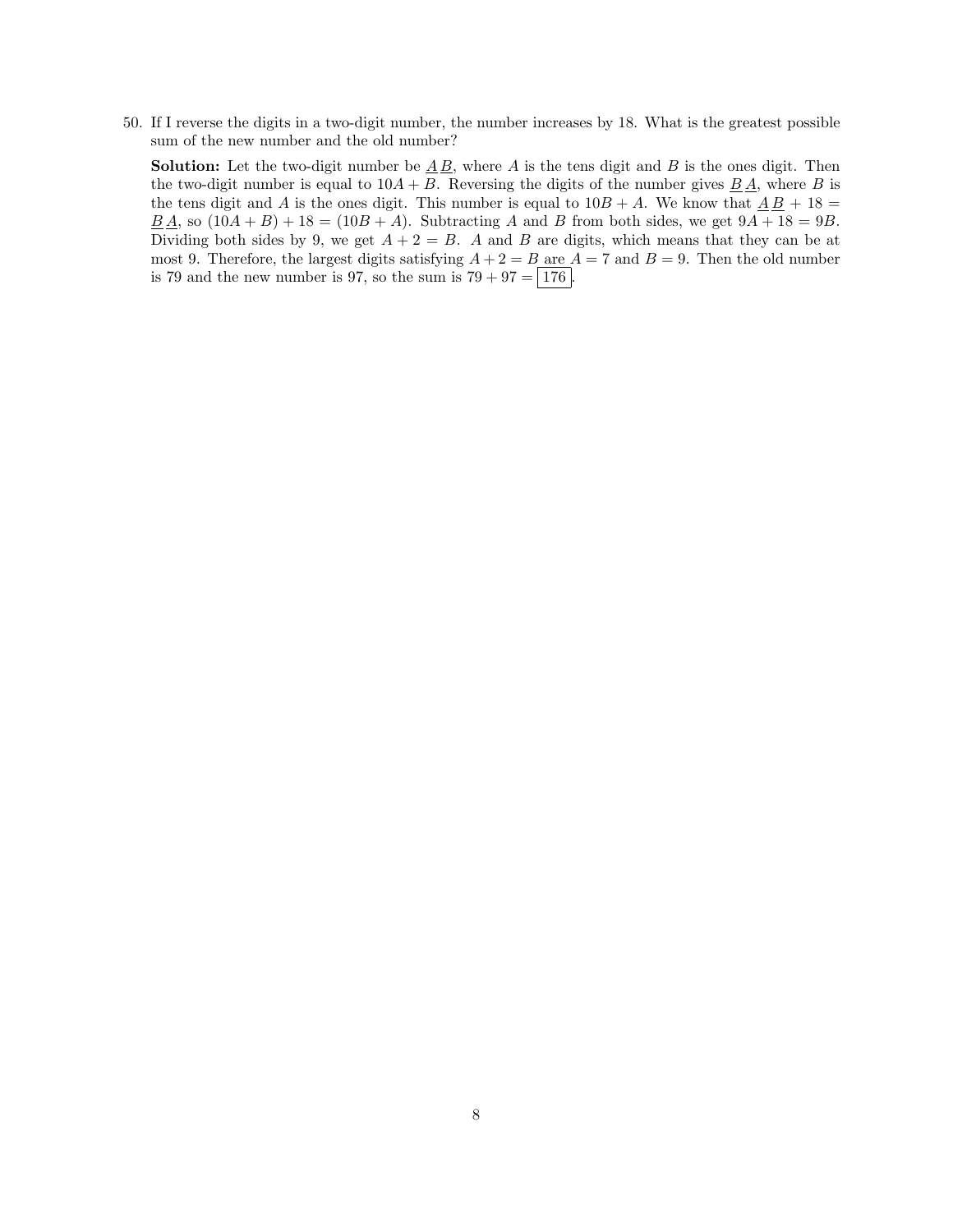50. If I reverse the digits in a two-digit number, the number increases by 18. What is the greatest possible sum of the new number and the old number?

    **Solution:** Let the two-digit number be $\underline{A}\,\underline{B}$, where $A$ is the tens digit and $B$ is the ones digit. Then the two-digit number is equal to $10A + B$. Reversing the digits of the number gives $\underline{B}\,\underline{A}$, where $B$ is the tens digit and $A$ is the ones digit. This number is equal to $10B + A$. We know that $\underline{A}\,\underline{B} + 18 = \underline{B}\,\underline{A}$, so $(10A + B) + 18 = (10B + A)$. Subtracting $A$ and $B$ from both sides, we get $9A + 18 = 9B$. Dividing both sides by 9, we get $A + 2 = B$. $A$ and $B$ are digits, which means that they can be at most 9. Therefore, the largest digits satisfying $A + 2 = B$ are $A = 7$ and $B = 9$. Then the old number is 79 and the new number is 97, so the sum is $79 + 97 = \boxed{176}$.